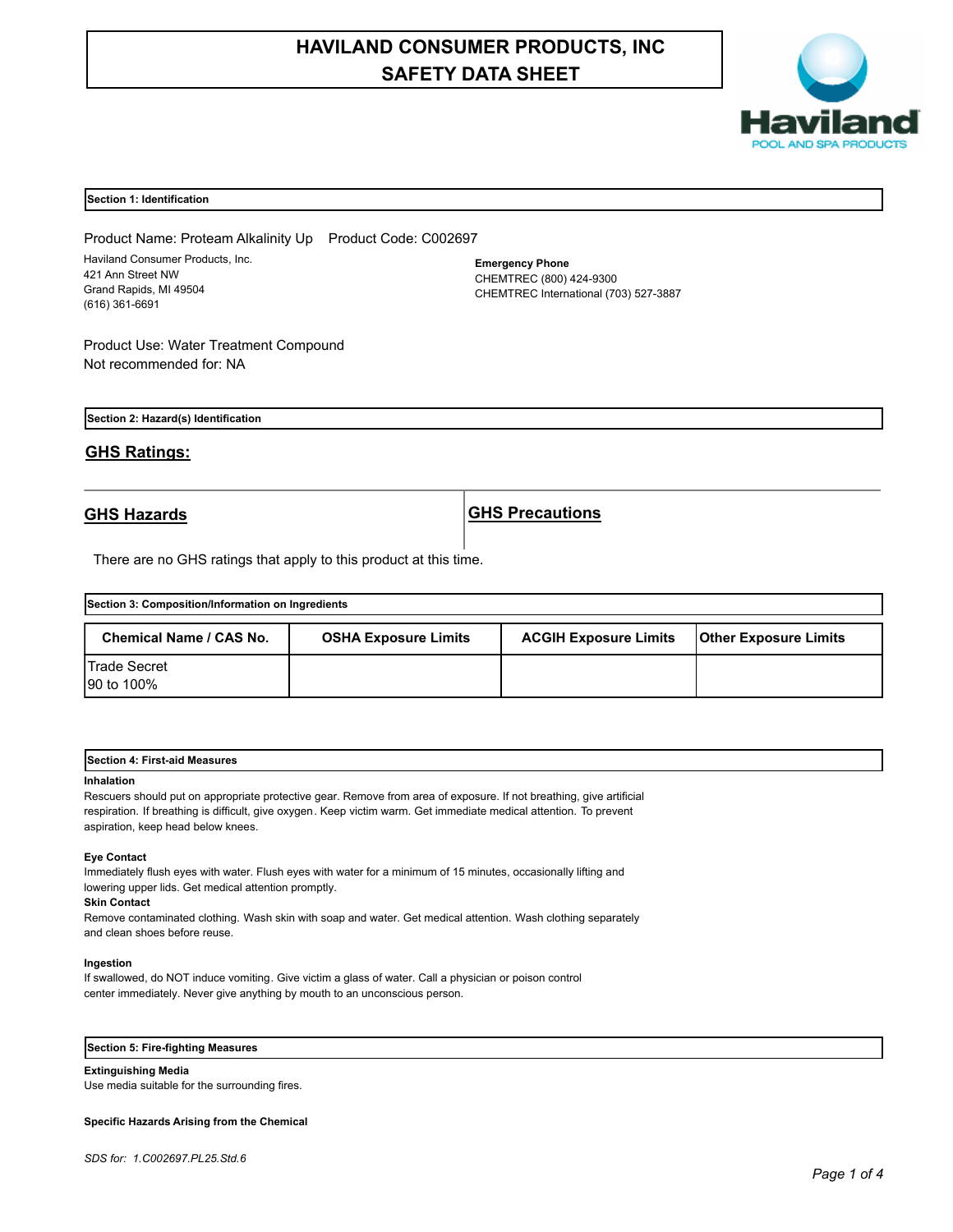# HAVILAND CONSUMER PRODUCTS, INC
# SAFETY DATA SHEET

## Section 1: Identification

Product Name: Proteam Alkalinity Up    Product Code: C002697

Haviland Consumer Products, Inc.
421 Ann Street NW
Grand Rapids, MI 49504
(616) 361-6691

**Emergency Phone**
CHEMTREC (800) 424-9300
CHEMTREC International (703) 527-3887

Product Use: Water Treatment Compound
Not recommended for: NA

## Section 2: Hazard(s) Identification

### GHS Ratings:

| GHS Hazards | GHS Precautions |
|---|---|

There are no GHS ratings that apply to this product at this time.

## Section 3: Composition/Information on Ingredients

| Chemical Name / CAS No. | OSHA Exposure Limits | ACGIH Exposure Limits | Other Exposure Limits |
|---|---|---|---|
| Trade Secret<br>90 to 100% | | | |

## Section 4: First-aid Measures

**Inhalation**
Rescuers should put on appropriate protective gear. Remove from area of exposure. If not breathing, give artificial respiration. If breathing is difficult, give oxygen. Keep victim warm. Get immediate medical attention. To prevent aspiration, keep head below knees.

**Eye Contact**
Immediately flush eyes with water. Flush eyes with water for a minimum of 15 minutes, occasionally lifting and lowering upper lids. Get medical attention promptly.

**Skin Contact**
Remove contaminated clothing. Wash skin with soap and water. Get medical attention. Wash clothing separately and clean shoes before reuse.

**Ingestion**
If swallowed, do NOT induce vomiting. Give victim a glass of water. Call a physician or poison control center immediately. Never give anything by mouth to an unconscious person.

## Section 5: Fire-fighting Measures

**Extinguishing Media**
Use media suitable for the surrounding fires.

**Specific Hazards Arising from the Chemical**

*SDS for: 1.C002697.PL25.Std.6*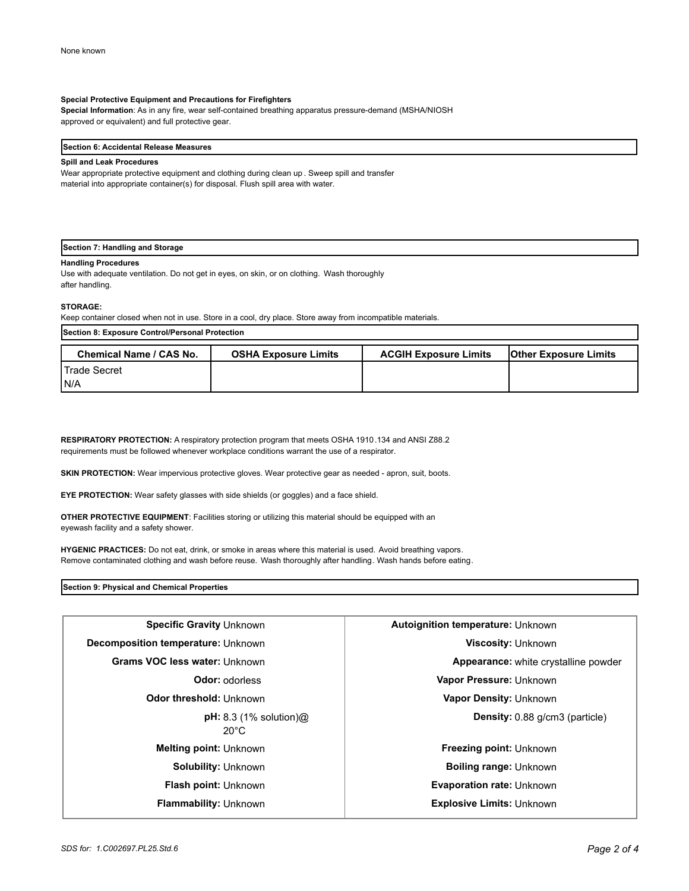None known

**Special Protective Equipment and Precautions for Firefighters**

**Special Information**: As in any fire, wear self-contained breathing apparatus pressure-demand (MSHA/NIOSH approved or equivalent) and full protective gear.

## Section 6: Accidental Release Measures

**Spill and Leak Procedures**

Wear appropriate protective equipment and clothing during clean up. Sweep spill and transfer material into appropriate container(s) for disposal. Flush spill area with water.

## Section 7: Handling and Storage

**Handling Procedures**

Use with adequate ventilation. Do not get in eyes, on skin, or on clothing. Wash thoroughly after handling.

**STORAGE:**

Keep container closed when not in use. Store in a cool, dry place. Store away from incompatible materials.

## Section 8: Exposure Control/Personal Protection

| Chemical Name / CAS No. | OSHA Exposure Limits | ACGIH Exposure Limits | Other Exposure Limits |
|---|---|---|---|
| Trade Secret<br>N/A | | | |

**RESPIRATORY PROTECTION:** A respiratory protection program that meets OSHA 1910.134 and ANSI Z88.2 requirements must be followed whenever workplace conditions warrant the use of a respirator.

**SKIN PROTECTION:** Wear impervious protective gloves. Wear protective gear as needed - apron, suit, boots.

**EYE PROTECTION:** Wear safety glasses with side shields (or goggles) and a face shield.

**OTHER PROTECTIVE EQUIPMENT**: Facilities storing or utilizing this material should be equipped with an eyewash facility and a safety shower.

**HYGENIC PRACTICES:** Do not eat, drink, or smoke in areas where this material is used. Avoid breathing vapors. Remove contaminated clothing and wash before reuse. Wash thoroughly after handling. Wash hands before eating.

## Section 9: Physical and Chemical Properties

| Property | Value | Property | Value |
|---|---|---|---|
| **Specific Gravity** | Unknown | **Autoignition temperature:** | Unknown |
| **Decomposition temperature:** | Unknown | **Viscosity:** | Unknown |
| **Grams VOC less water:** | Unknown | **Appearance:** | white crystalline powder |
| **Odor:** | odorless | **Vapor Pressure:** | Unknown |
| **Odor threshold:** | Unknown | **Vapor Density:** | Unknown |
| **pH:** | 8.3 (1% solution)@ 20°C | **Density:** | 0.88 g/cm3 (particle) |
| **Melting point:** | Unknown | **Freezing point:** | Unknown |
| **Solubility:** | Unknown | **Boiling range:** | Unknown |
| **Flash point:** | Unknown | **Evaporation rate:** | Unknown |
| **Flammability:** | Unknown | **Explosive Limits:** | Unknown |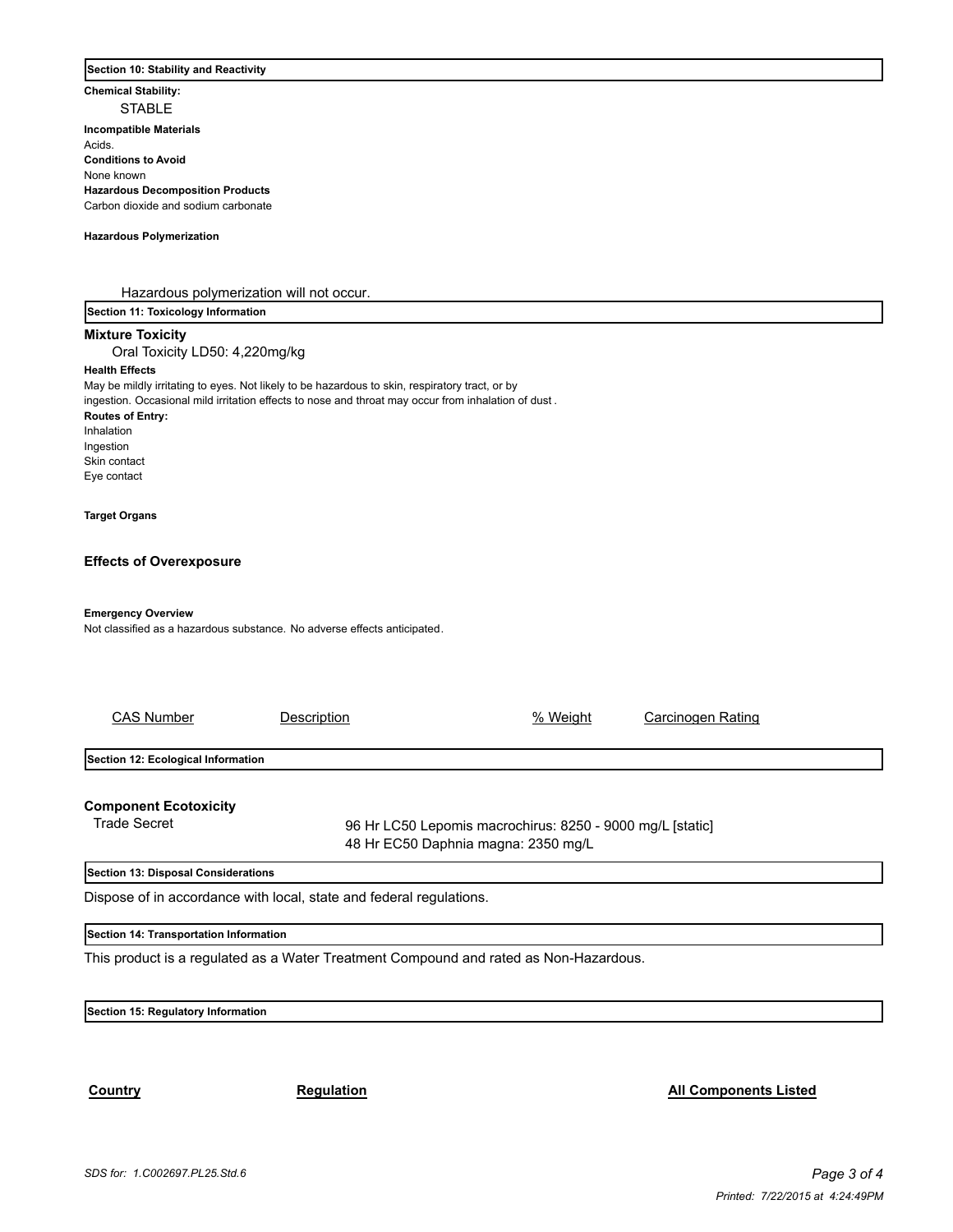## Section 10: Stability and Reactivity

**Chemical Stability:**

STABLE

**Incompatible Materials**

Acids.

**Conditions to Avoid**

None known

**Hazardous Decomposition Products**

Carbon dioxide and sodium carbonate

**Hazardous Polymerization**

Hazardous polymerization will not occur.

## Section 11: Toxicology Information

**Mixture Toxicity**

Oral Toxicity LD50: 4,220mg/kg

**Health Effects**

May be mildly irritating to eyes. Not likely to be hazardous to skin, respiratory tract, or by ingestion. Occasional mild irritation effects to nose and throat may occur from inhalation of dust .

**Routes of Entry:**

Inhalation
Ingestion
Skin contact
Eye contact

**Target Organs**

**Effects of Overexposure**

**Emergency Overview**

Not classified as a hazardous substance. No adverse effects anticipated.

| CAS Number | Description | % Weight | Carcinogen Rating |
|---|---|---|---|

## Section 12: Ecological Information

**Component Ecotoxicity**

| | |
|---|---|
| Trade Secret | 96 Hr LC50 Lepomis macrochirus: 8250 - 9000 mg/L [static]<br>48 Hr EC50 Daphnia magna: 2350 mg/L |

## Section 13: Disposal Considerations

Dispose of in accordance with local, state and federal regulations.

## Section 14: Transportation Information

This product is a regulated as a Water Treatment Compound and rated as Non-Hazardous.

## Section 15: Regulatory Information

| **Country** | **Regulation** | **All Components Listed** |
|---|---|---|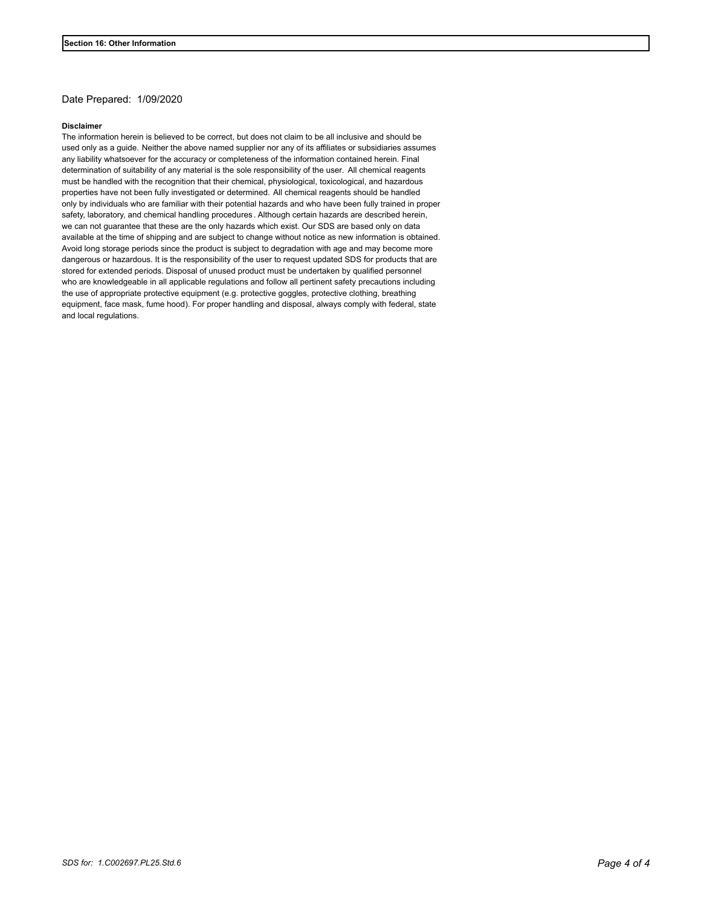## Section 16: Other Information

Date Prepared: 1/09/2020

**Disclaimer**

The information herein is believed to be correct, but does not claim to be all inclusive and should be used only as a guide. Neither the above named supplier nor any of its affiliates or subsidiaries assumes any liability whatsoever for the accuracy or completeness of the information contained herein. Final determination of suitability of any material is the sole responsibility of the user. All chemical reagents must be handled with the recognition that their chemical, physiological, toxicological, and hazardous properties have not been fully investigated or determined. All chemical reagents should be handled only by individuals who are familiar with their potential hazards and who have been fully trained in proper safety, laboratory, and chemical handling procedures. Although certain hazards are described herein, we can not guarantee that these are the only hazards which exist. Our SDS are based only on data available at the time of shipping and are subject to change without notice as new information is obtained. Avoid long storage periods since the product is subject to degradation with age and may become more dangerous or hazardous. It is the responsibility of the user to request updated SDS for products that are stored for extended periods. Disposal of unused product must be undertaken by qualified personnel who are knowledgeable in all applicable regulations and follow all pertinent safety precautions including the use of appropriate protective equipment (e.g. protective goggles, protective clothing, breathing equipment, face mask, fume hood). For proper handling and disposal, always comply with federal, state and local regulations.